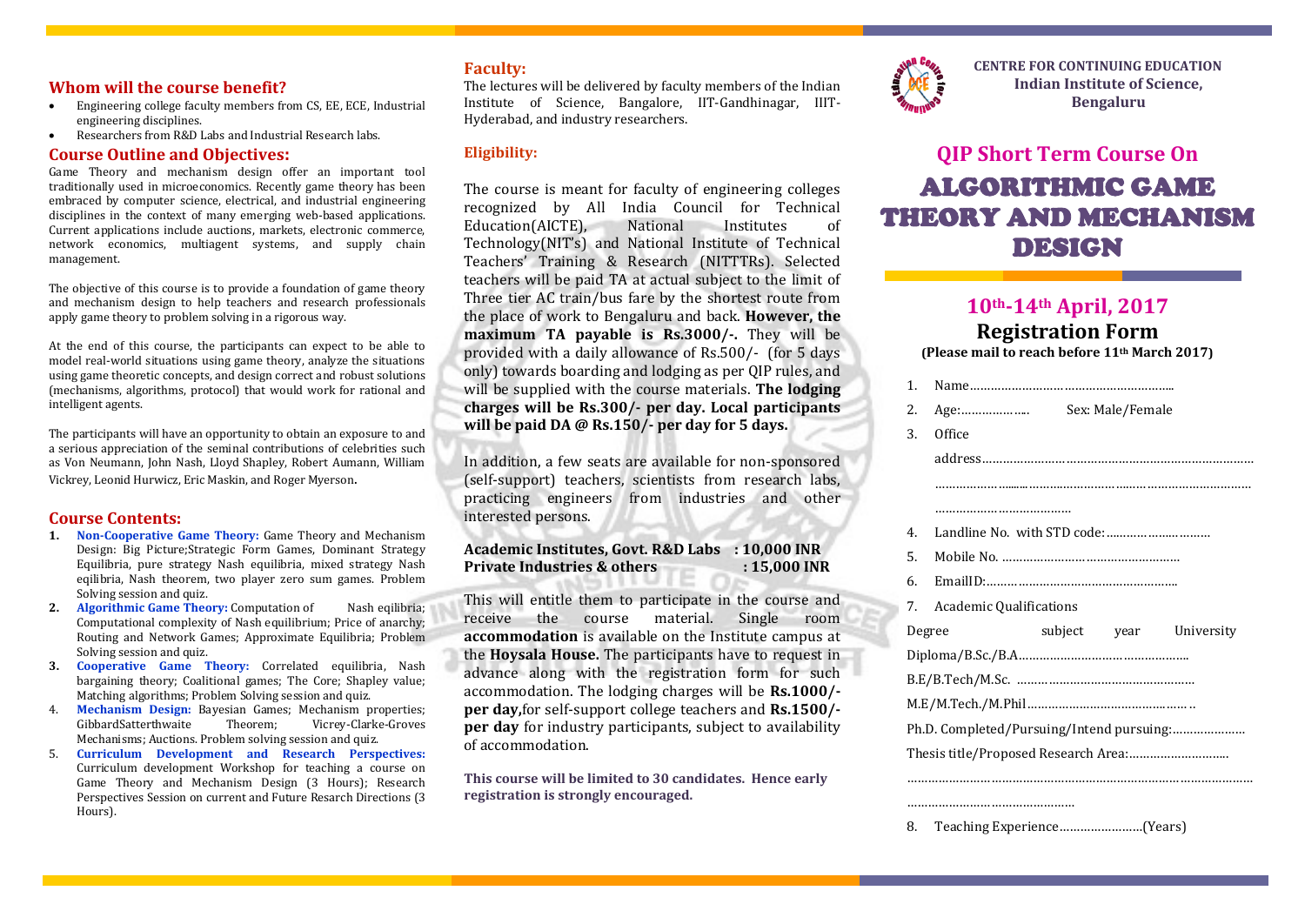## Whom will the course benefit?

- Engineering college faculty members from CS, EE, ECE, Industrial engineering disciplines.
- Researchers from R&D Labs and Industrial Research labs.

## Course Outline and Objectives:

Game Theory and mechanism design offer an important tool traditionally used in microeconomics. Recently game theory has been embraced by computer science, electrical, and industrial engineering disciplines in the context of many emerging web-based applications. Current applications include auctions, markets, electronic commerce, network economics, multiagent systems, and supply chain management.

The objective of this course is to provide a foundation of game theory and mechanism design to help teachers and research professionals apply game theory to problem solving in a rigorous way.

At the end of this course, the participants can expect to be able to model real-world situations using game theory, analyze the situations using game theoretic concepts, and design correct and robust solutions (mechanisms, algorithms, protocol) that would work for rational and intelligent agents.

The participants will have an opportunity to obtain an exposure to and a serious appreciation of the seminal contributions of celebrities such as Von Neumann, John Nash, Lloyd Shapley, Robert Aumann, William Vickrey, Leonid Hurwicz, Eric Maskin, and Roger Myerson.

## Course Contents:

1. **Non-Cooperative Game Theory:** Game Theory and Mechanism Design: Big Picture;Strategic Form Games, Dominant Strategy Equilibria, pure strategy Nash equilibria, mixed strategy Nash eqilibria, Nash theorem, two player zero sum games. Problem Solving session and quiz.
2. **Algorithmic Game Theory:** Computation of Nash eqilibria; Computational complexity of Nash equilibrium; Price of anarchy; Routing and Network Games; Approximate Equilibria; Problem Solving session and quiz.
3. **Cooperative Game Theory:** Correlated equilibria, Nash bargaining theory; Coalitional games; The Core; Shapley value; Matching algorithms; Problem Solving session and quiz.
4. **Mechanism Design:** Bayesian Games; Mechanism properties; GibbardSatterthwaite Theorem; Vicrey-Clarke-Groves Mechanisms; Auctions. Problem solving session and quiz.
5. **Curriculum Development and Research Perspectives:** Curriculum development Workshop for teaching a course on Game Theory and Mechanism Design (3 Hours); Research Perspectives Session on current and Future Resarch Directions (3 Hours).

## Faculty:

The lectures will be delivered by faculty members of the Indian Institute of Science, Bangalore, IIT-Gandhinagar, IIIT-Hyderabad, and industry researchers.

## Eligibility:

The course is meant for faculty of engineering colleges recognized by All India Council for Technical Education(AICTE), National Institutes of Technology(NIT's) and National Institute of Technical Teachers' Training & Research (NITTTRs). Selected teachers will be paid TA at actual subject to the limit of Three tier AC train/bus fare by the shortest route from the place of work to Bengaluru and back. **However, the maximum TA payable is Rs.3000/-.** They will be provided with a daily allowance of Rs.500/- (for 5 days only) towards boarding and lodging as per QIP rules, and will be supplied with the course materials. **The lodging charges will be Rs.300/- per day. Local participants will be paid DA @ Rs.150/- per day for 5 days.**

In addition, a few seats are available for non-sponsored (self-support) teachers, scientists from research labs, practicing engineers from industries and other interested persons.

**Academic Institutes, Govt. R&D Labs : 10,000 INR**
**Private Industries & others : 15,000 INR**

This will entitle them to participate in the course and receive the course material. Single room **accommodation** is available on the Institute campus at the **Hoysala House.** The participants have to request in advance along with the registration form for such accommodation. The lodging charges will be **Rs.1000/- per day,** for self-support college teachers and **Rs.1500/- per day** for industry participants, subject to availability of accommodation.

**This course will be limited to 30 candidates. Hence early registration is strongly encouraged.**

**CENTRE FOR CONTINUING EDUCATION**
**Indian Institute of Science, Bengaluru**

# QIP Short Term Course On

# ALGORITHMIC GAME THEORY AND MECHANISM DESIGN

## 10th-14th April, 2017

## Registration Form

**(Please mail to reach before 11th March 2017)**

1. Name…………………………………………………..
2. Age:……………….. Sex: Male/Female
3. Office address…………………………………………………………………… …………………………………………………………………………… …………………………………
4. Landline No. with STD code:……………………….
5. Mobile No. ……………………………………………
6. EmailD:………………………………………………..
7. Academic Qualifications

Degree subject year University

Diploma/B.Sc./B.A…………………………………………

B.E/B.Tech/M.Sc. ……………………………………………

M.E/M.Tech./M.Phil…………………………………………

Ph.D. Completed/Pursuing/Intend pursuing:…………………

Thesis title/Proposed Research Area:……………………….

…………………………………………………………………………… …………………………………………

8. Teaching Experience……………………(Years)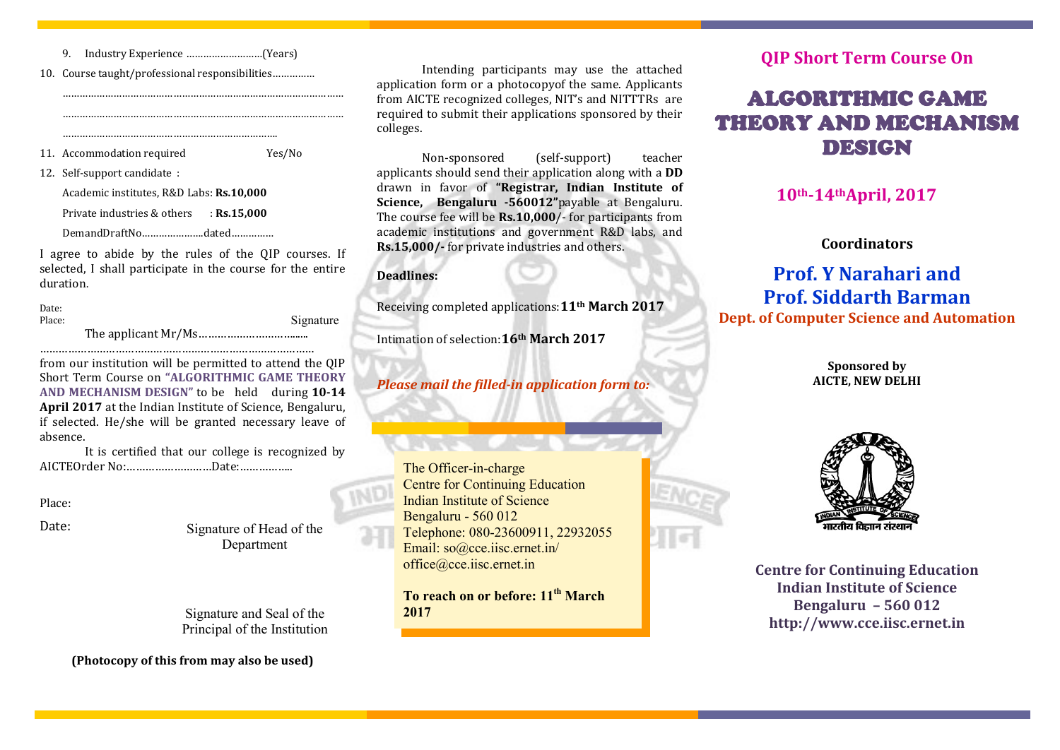9. Industry Experience ……………………..(Years)
10. Course taught/professional responsibilities…………

……………………………………………………………………………

……………………………………………………………………………

…………………………………………………………….

11. Accommodation required Yes/No
12. Self-support candidate :

Academic institutes, R&D Labs: **Rs.10,000**

Private industries & others : **Rs.15,000**

DemandDraftNo…………………dated…………

I agree to abide by the rules of the QIP courses. If selected, I shall participate in the course for the entire duration.

Date:
Place: Signature

The applicant Mr/Ms…………………………..

……………………………………………………………………

from our institution will be permitted to attend the QIP Short Term Course on **"ALGORITHMIC GAME THEORY AND MECHANISM DESIGN"** to be held during **10-14 April 2017** at the Indian Institute of Science, Bengaluru, if selected. He/she will be granted necessary leave of absence.

It is certified that our college is recognized by AICTEOrder No:………………………Date:……………..

Place:

Date: Signature of Head of the Department

Signature and Seal of the Principal of the Institution

**(Photocopy of this from may also be used)**

Intending participants may use the attached application form or a photocopyof the same. Applicants from AICTE recognized colleges, NIT's and NITTTRs are required to submit their applications sponsored by their colleges.

Non-sponsored (self-support) teacher applicants should send their application along with a **DD** drawn in favor of **"Registrar, Indian Institute of Science, Bengaluru -560012"**payable at Bengaluru. The course fee will be **Rs.10,000/-** for participants from academic institutions and government R&D labs, and **Rs.15,000/-** for private industries and others.

**Deadlines:**

Receiving completed applications: **11th March 2017**

Intimation of selection: **16th March 2017**

***Please mail the filled-in application form to:***

The Officer-in-charge
Centre for Continuing Education
Indian Institute of Science
Bengaluru - 560 012
Telephone: 080-23600911, 22932055
Email: so@cce.iisc.ernet.in/
office@cce.iisc.ernet.in

**To reach on or before: 11th March 2017**

## QIP Short Term Course On

# ALGORITHMIC GAME THEORY AND MECHANISM DESIGN

## 10th-14th April, 2017

**Coordinators**

## Prof. Y Narahari and Prof. Siddarth Barman

**Dept. of Computer Science and Automation**

**Sponsored by**
**AICTE, NEW DELHI**

**Centre for Continuing Education**
**Indian Institute of Science**
**Bengaluru – 560 012**
**http://www.cce.iisc.ernet.in**